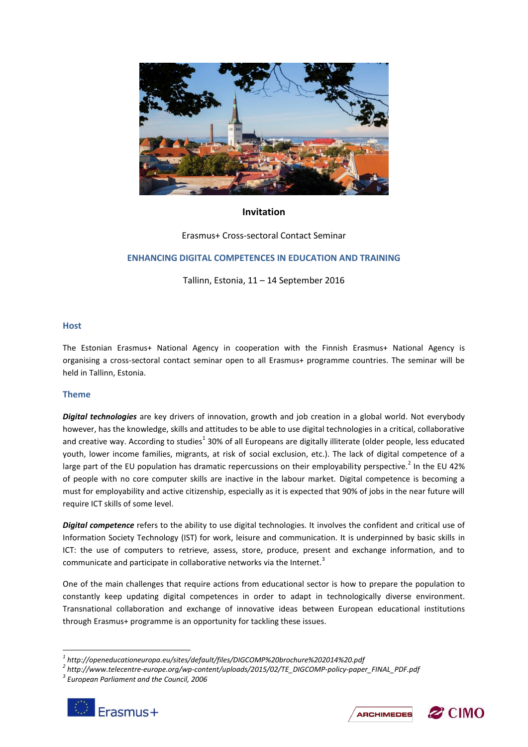**Invitation**

Erasmus+ Cross-sectoral Contact Seminar

## ENHANCING DIGITAL COMPETENCES IN EDUCATION AND TRAINING

Tallinn, Estonia, 11 – 14 September 2016

### Host

The Estonian Erasmus+ National Agency in cooperation with the Finnish Erasmus+ National Agency is organising a cross-sectoral contact seminar open to all Erasmus+ programme countries. The seminar will be held in Tallinn, Estonia.

### Theme

***Digital technologies*** are key drivers of innovation, growth and job creation in a global world. Not everybody however, has the knowledge, skills and attitudes to be able to use digital technologies in a critical, collaborative and creative way. According to studies[1] 30% of all Europeans are digitally illiterate (older people, less educated youth, lower income families, migrants, at risk of social exclusion, etc.). The lack of digital competence of a large part of the EU population has dramatic repercussions on their employability perspective.[2] In the EU 42% of people with no core computer skills are inactive in the labour market. Digital competence is becoming a must for employability and active citizenship, especially as it is expected that 90% of jobs in the near future will require ICT skills of some level.

***Digital competence*** refers to the ability to use digital technologies. It involves the confident and critical use of Information Society Technology (IST) for work, leisure and communication. It is underpinned by basic skills in ICT: the use of computers to retrieve, assess, store, produce, present and exchange information, and to communicate and participate in collaborative networks via the Internet.[3]

One of the main challenges that require actions from educational sector is how to prepare the population to constantly keep updating digital competences in order to adapt in technologically diverse environment. Transnational collaboration and exchange of innovative ideas between European educational institutions through Erasmus+ programme is an opportunity for tackling these issues.

---

[1] *http://openeducationeuropa.eu/sites/default/files/DIGCOMP%20brochure%202014%20.pdf*
[2] *http://www.telecentre-europe.org/wp-content/uploads/2015/02/TE_DIGCOMP-policy-paper_FINAL_PDF.pdf*
[3] *European Parliament and the Council, 2006*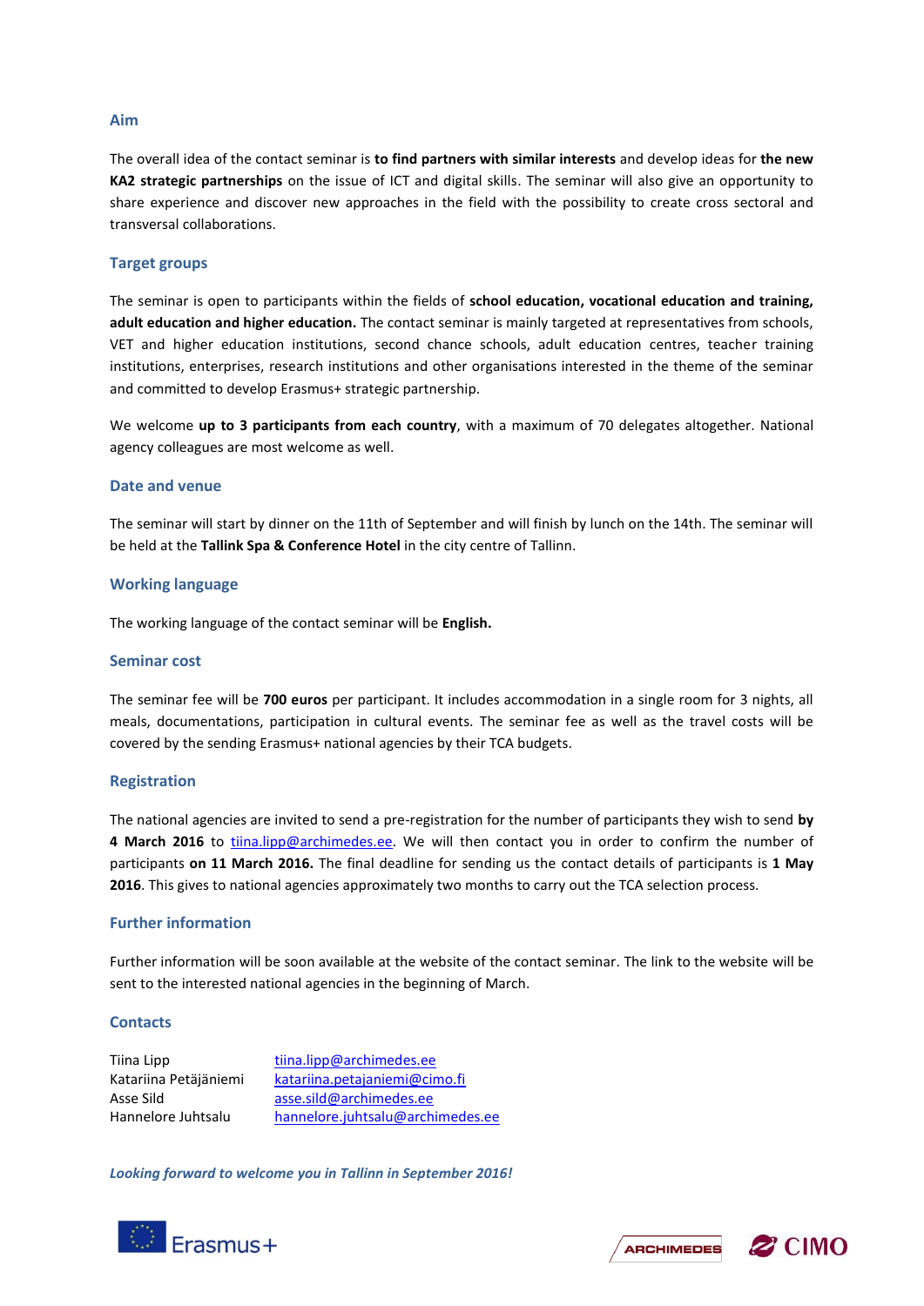## Aim

The overall idea of the contact seminar is **to find partners with similar interests** and develop ideas for **the new KA2 strategic partnerships** on the issue of ICT and digital skills. The seminar will also give an opportunity to share experience and discover new approaches in the field with the possibility to create cross sectoral and transversal collaborations.

## Target groups

The seminar is open to participants within the fields of **school education, vocational education and training, adult education and higher education.** The contact seminar is mainly targeted at representatives from schools, VET and higher education institutions, second chance schools, adult education centres, teacher training institutions, enterprises, research institutions and other organisations interested in the theme of the seminar and committed to develop Erasmus+ strategic partnership.

We welcome **up to 3 participants from each country**, with a maximum of 70 delegates altogether. National agency colleagues are most welcome as well.

## Date and venue

The seminar will start by dinner on the 11th of September and will finish by lunch on the 14th. The seminar will be held at the **Tallink Spa & Conference Hotel** in the city centre of Tallinn.

## Working language

The working language of the contact seminar will be **English.**

## Seminar cost

The seminar fee will be **700 euros** per participant. It includes accommodation in a single room for 3 nights, all meals, documentations, participation in cultural events. The seminar fee as well as the travel costs will be covered by the sending Erasmus+ national agencies by their TCA budgets.

## Registration

The national agencies are invited to send a pre-registration for the number of participants they wish to send **by 4 March 2016** to tiina.lipp@archimedes.ee. We will then contact you in order to confirm the number of participants **on 11 March 2016.** The final deadline for sending us the contact details of participants is **1 May 2016**. This gives to national agencies approximately two months to carry out the TCA selection process.

## Further information

Further information will be soon available at the website of the contact seminar. The link to the website will be sent to the interested national agencies in the beginning of March.

## Contacts

| | |
|---|---|
| Tiina Lipp | tiina.lipp@archimedes.ee |
| Katariina Petäjäniemi | katariina.petajaniemi@cimo.fi |
| Asse Sild | asse.sild@archimedes.ee |
| Hannelore Juhtsalu | hannelore.juhtsalu@archimedes.ee |

***Looking forward to welcome you in Tallinn in September 2016!***

Erasmus+

ARCHIMEDES

CIMO